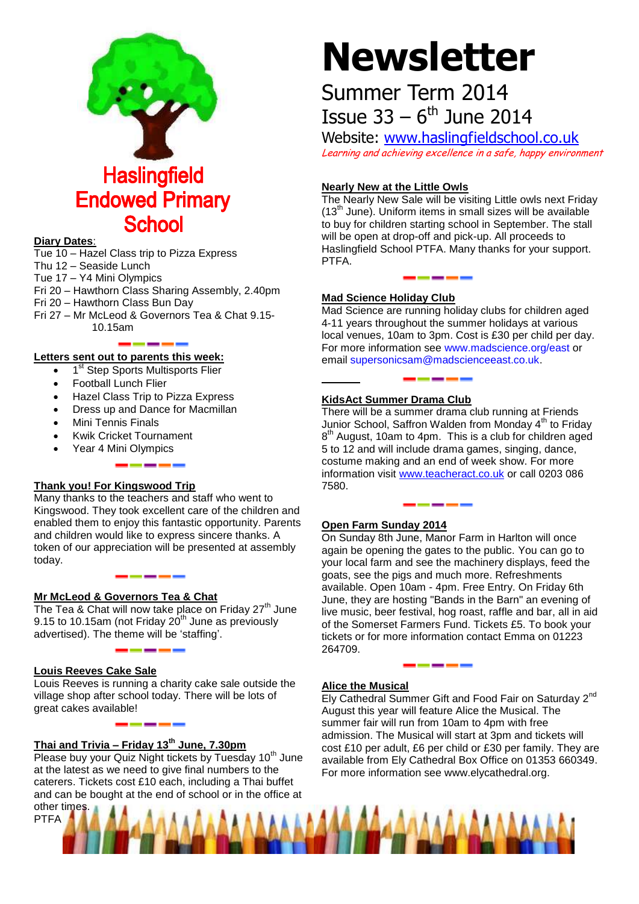# Haslingfield Endowed Primary School

# Newsletter

## Summer Term 2014
## Issue 33 – 6th June 2014

Website: www.haslingfieldschool.co.uk

*Learning and achieving excellence in a safe, happy environment*

**Diary Dates**:

Tue 10 – Hazel Class trip to Pizza Express
Thu 12 – Seaside Lunch
Tue 17 – Y4 Mini Olympics
Fri 20 – Hawthorn Class Sharing Assembly, 2.40pm
Fri 20 – Hawthorn Class Bun Day
Fri 27 – Mr McLeod & Governors Tea & Chat 9.15-10.15am

### Letters sent out to parents this week:

- 1st Step Sports Multisports Flier
- Football Lunch Flier
- Hazel Class Trip to Pizza Express
- Dress up and Dance for Macmillan
- Mini Tennis Finals
- Kwik Cricket Tournament
- Year 4 Mini Olympics

### Thank you! For Kingswood Trip

Many thanks to the teachers and staff who went to Kingswood. They took excellent care of the children and enabled them to enjoy this fantastic opportunity. Parents and children would like to express sincere thanks. A token of our appreciation will be presented at assembly today.

### Mr McLeod & Governors Tea & Chat

The Tea & Chat will now take place on Friday 27th June 9.15 to 10.15am (not Friday 20th June as previously advertised). The theme will be 'staffing'.

### Louis Reeves Cake Sale

Louis Reeves is running a charity cake sale outside the village shop after school today. There will be lots of great cakes available!

### Thai and Trivia – Friday 13th June, 7.30pm

Please buy your Quiz Night tickets by Tuesday 10th June at the latest as we need to give final numbers to the caterers. Tickets cost £10 each, including a Thai buffet and can be bought at the end of school or in the office at other times.
PTFA

### Nearly New at the Little Owls

The Nearly New Sale will be visiting Little owls next Friday (13th June). Uniform items in small sizes will be available to buy for children starting school in September. The stall will be open at drop-off and pick-up. All proceeds to Haslingfield School PTFA. Many thanks for your support.
PTFA.

### Mad Science Holiday Club

Mad Science are running holiday clubs for children aged 4-11 years throughout the summer holidays at various local venues, 10am to 3pm. Cost is £30 per child per day. For more information see www.madscience.org/east or email supersonicsam@madscienceeast.co.uk.

### KidsAct Summer Drama Club

There will be a summer drama club running at Friends Junior School, Saffron Walden from Monday 4th to Friday 8th August, 10am to 4pm. This is a club for children aged 5 to 12 and will include drama games, singing, dance, costume making and an end of week show. For more information visit www.teacheract.co.uk or call 0203 086 7580.

### Open Farm Sunday 2014

On Sunday 8th June, Manor Farm in Harlton will once again be opening the gates to the public. You can go to your local farm and see the machinery displays, feed the goats, see the pigs and much more. Refreshments available. Open 10am - 4pm. Free Entry. On Friday 6th June, they are hosting "Bands in the Barn" an evening of live music, beer festival, hog roast, raffle and bar, all in aid of the Somerset Farmers Fund. Tickets £5. To book your tickets or for more information contact Emma on 01223 264709.

### Alice the Musical

Ely Cathedral Summer Gift and Food Fair on Saturday 2nd August this year will feature Alice the Musical. The summer fair will run from 10am to 4pm with free admission. The Musical will start at 3pm and tickets will cost £10 per adult, £6 per child or £30 per family. They are available from Ely Cathedral Box Office on 01353 660349. For more information see www.elycathedral.org.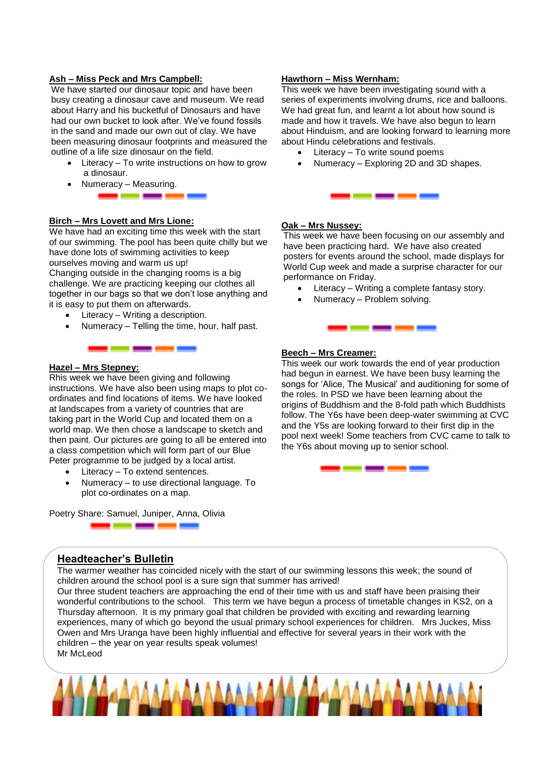**Ash – Miss Peck and Mrs Campbell:**

We have started our dinosaur topic and have been busy creating a dinosaur cave and museum. We read about Harry and his bucketful of Dinosaurs and have had our own bucket to look after. We've found fossils in the sand and made our own out of clay. We have been measuring dinosaur footprints and measured the outline of a life size dinosaur on the field.

- Literacy – To write instructions on how to grow a dinosaur.
- Numeracy – Measuring.

**Birch – Mrs Lovett and Mrs Lione:**

We have had an exciting time this week with the start of our swimming. The pool has been quite chilly but we have done lots of swimming activities to keep ourselves moving and warm us up!
Changing outside in the changing rooms is a big challenge. We are practicing keeping our clothes all together in our bags so that we don't lose anything and it is easy to put them on afterwards.

- Literacy – Writing a description.
- Numeracy – Telling the time, hour, half past.

**Hazel – Mrs Stepney:**

Rhis week we have been giving and following instructions. We have also been using maps to plot co-ordinates and find locations of items. We have looked at landscapes from a variety of countries that are taking part in the World Cup and located them on a world map. We then chose a landscape to sketch and then paint. Our pictures are going to all be entered into a class competition which will form part of our Blue Peter programme to be judged by a local artist.

- Literacy – To extend sentences.
- Numeracy – to use directional language. To plot co-ordinates on a map.

Poetry Share: Samuel, Juniper, Anna, Olivia

**Hawthorn – Miss Wernham:**

This week we have been investigating sound with a series of experiments involving drums, rice and balloons. We had great fun, and learnt a lot about how sound is made and how it travels. We have also begun to learn about Hinduism, and are looking forward to learning more about Hindu celebrations and festivals.

- Literacy – To write sound poems
- Numeracy – Exploring 2D and 3D shapes.

**Oak – Mrs Nussey:**

This week we have been focusing on our assembly and have been practicing hard. We have also created posters for events around the school, made displays for World Cup week and made a surprise character for our performance on Friday.

- Literacy – Writing a complete fantasy story.
- Numeracy – Problem solving.

**Beech – Mrs Creamer:**

This week our work towards the end of year production had begun in earnest. We have been busy learning the songs for 'Alice, The Musical' and auditioning for some of the roles. In PSD we have been learning about the origins of Buddhism and the 8-fold path which Buddhists follow. The Y6s have been deep-water swimming at CVC and the Y5s are looking forward to their first dip in the pool next week! Some teachers from CVC came to talk to the Y6s about moving up to senior school.

## Headteacher's Bulletin

The warmer weather has coincided nicely with the start of our swimming lessons this week; the sound of children around the school pool is a sure sign that summer has arrived!
Our three student teachers are approaching the end of their time with us and staff have been praising their wonderful contributions to the school. This term we have begun a process of timetable changes in KS2, on a Thursday afternoon. It is my primary goal that children be provided with exciting and rewarding learning experiences, many of which go beyond the usual primary school experiences for children. Mrs Juckes, Miss Owen and Mrs Uranga have been highly influential and effective for several years in their work with the children – the year on year results speak volumes!
Mr McLeod